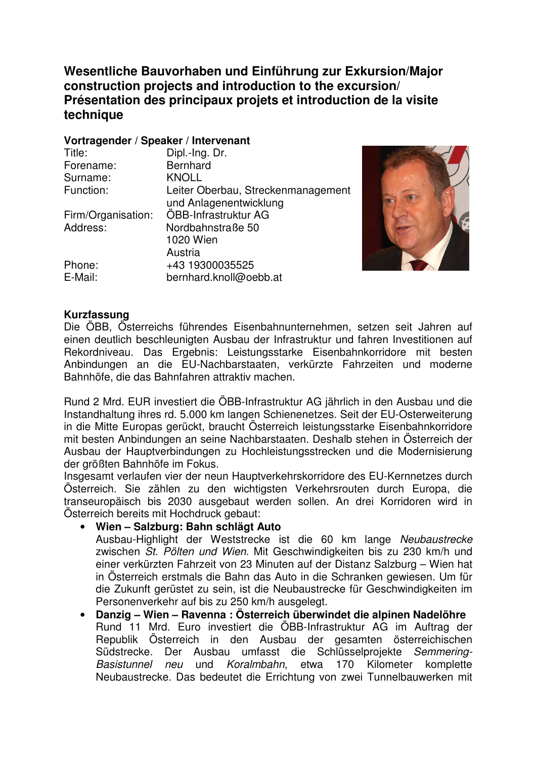# Wesentliche Bauvorhaben und Einführung zur Exkursion/Major construction projects and introduction to the excursion/ Présentation des principaux projets et introduction de la visite technique

**Vortragender / Speaker / Intervenant**

| | |
|---|---|
| Title: | Dipl.-Ing. Dr. |
| Forename: | Bernhard |
| Surname: | KNOLL |
| Function: | Leiter Oberbau, Streckenmanagement und Anlagenentwicklung |
| Firm/Organisation: | ÖBB-Infrastruktur AG |
| Address: | Nordbahnstraße 50<br>1020 Wien<br>Austria |
| Phone: | +43 19300035525 |
| E-Mail: | bernhard.knoll@oebb.at |

**Kurzfassung**

Die ÖBB, Österreichs führendes Eisenbahnunternehmen, setzen seit Jahren auf einen deutlich beschleunigten Ausbau der Infrastruktur und fahren Investitionen auf Rekordniveau. Das Ergebnis: Leistungsstarke Eisenbahnkorridore mit besten Anbindungen an die EU-Nachbarstaaten, verkürzte Fahrzeiten und moderne Bahnhöfe, die das Bahnfahren attraktiv machen.

Rund 2 Mrd. EUR investiert die ÖBB-Infrastruktur AG jährlich in den Ausbau und die Instandhaltung ihres rd. 5.000 km langen Schienenetzes. Seit der EU-Osterweiterung in die Mitte Europas gerückt, braucht Österreich leistungsstarke Eisenbahnkorridore mit besten Anbindungen an seine Nachbarstaaten. Deshalb stehen in Österreich der Ausbau der Hauptverbindungen zu Hochleistungsstrecken und die Modernisierung der größten Bahnhöfe im Fokus.

Insgesamt verlaufen vier der neun Hauptverkehrskorridore des EU-Kernnetzes durch Österreich. Sie zählen zu den wichtigsten Verkehrsrouten durch Europa, die transeuropäisch bis 2030 ausgebaut werden sollen. An drei Korridoren wird in Österreich bereits mit Hochdruck gebaut:

- **Wien – Salzburg: Bahn schlägt Auto**
  Ausbau-Highlight der Weststrecke ist die 60 km lange *Neubaustrecke* zwischen *St. Pölten und Wien*. Mit Geschwindigkeiten bis zu 230 km/h und einer verkürzten Fahrzeit von 23 Minuten auf der Distanz Salzburg – Wien hat in Österreich erstmals die Bahn das Auto in die Schranken gewiesen. Um für die Zukunft gerüstet zu sein, ist die Neubaustrecke für Geschwindigkeiten im Personenverkehr auf bis zu 250 km/h ausgelegt.
- **Danzig – Wien – Ravenna : Österreich überwindet die alpinen Nadelöhre**
  Rund 11 Mrd. Euro investiert die ÖBB-Infrastruktur AG im Auftrag der Republik Österreich in den Ausbau der gesamten österreichischen Südstrecke. Der Ausbau umfasst die Schlüsselprojekte *Semmering-Basistunnel neu* und *Koralmbahn*, etwa 170 Kilometer komplette Neubaustrecke. Das bedeutet die Errichtung von zwei Tunnelbauwerken mit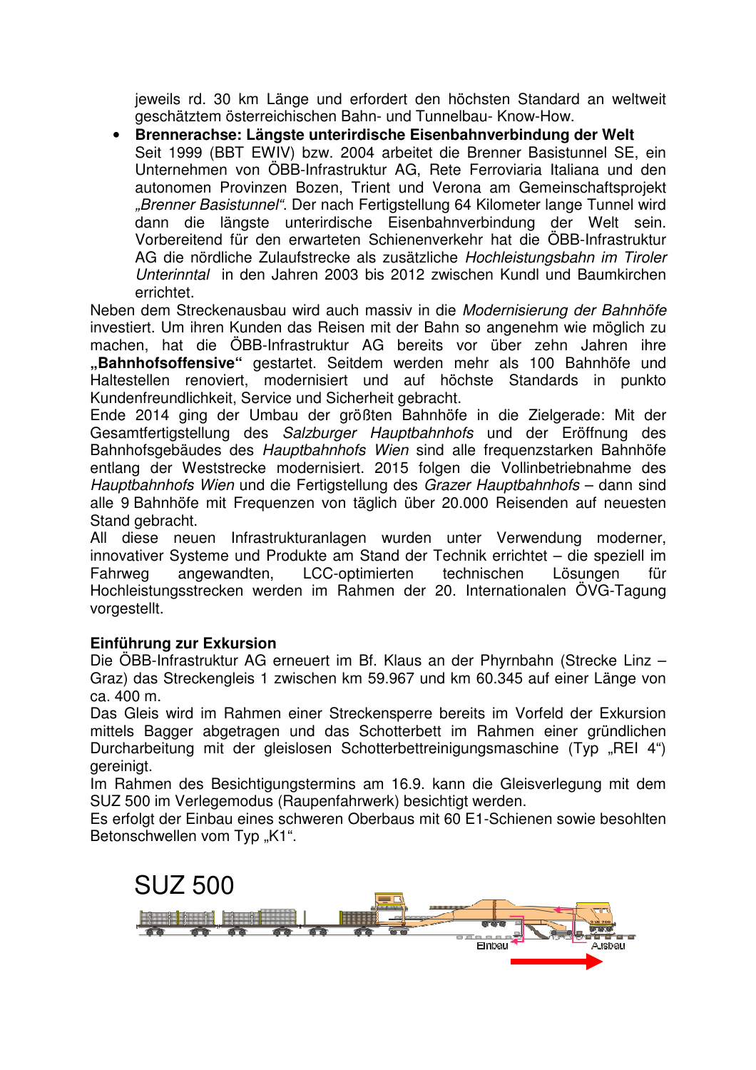jeweils rd. 30 km Länge und erfordert den höchsten Standard an weltweit geschätztem österreichischen Bahn- und Tunnelbau- Know-How.

- **Brennerachse: Längste unterirdische Eisenbahnverbindung der Welt**
  Seit 1999 (BBT EWIV) bzw. 2004 arbeitet die Brenner Basistunnel SE, ein Unternehmen von ÖBB-Infrastruktur AG, Rete Ferroviaria Italiana und den autonomen Provinzen Bozen, Trient und Verona am Gemeinschaftsprojekt *„Brenner Basistunnel"*. Der nach Fertigstellung 64 Kilometer lange Tunnel wird dann die längste unterirdische Eisenbahnverbindung der Welt sein. Vorbereitend für den erwarteten Schienenverkehr hat die ÖBB-Infrastruktur AG die nördliche Zulaufstrecke als zusätzliche *Hochleistungsbahn im Tiroler Unterinntal* in den Jahren 2003 bis 2012 zwischen Kundl und Baumkirchen errichtet.

Neben dem Streckenausbau wird auch massiv in die *Modernisierung der Bahnhöfe* investiert. Um ihren Kunden das Reisen mit der Bahn so angenehm wie möglich zu machen, hat die ÖBB-Infrastruktur AG bereits vor über zehn Jahren ihre **„Bahnhofsoffensive"** gestartet. Seitdem werden mehr als 100 Bahnhöfe und Haltestellen renoviert, modernisiert und auf höchste Standards in punkto Kundenfreundlichkeit, Service und Sicherheit gebracht.

Ende 2014 ging der Umbau der größten Bahnhöfe in die Zielgerade: Mit der Gesamtfertigstellung des *Salzburger Hauptbahnhofs* und der Eröffnung des Bahnhofsgebäudes des *Hauptbahnhofs Wien* sind alle frequenzstarken Bahnhöfe entlang der Weststrecke modernisiert. 2015 folgen die Vollinbetriebnahme des *Hauptbahnhofs Wien* und die Fertigstellung des *Grazer Hauptbahnhofs* – dann sind alle 9 Bahnhöfe mit Frequenzen von täglich über 20.000 Reisenden auf neuesten Stand gebracht.

All diese neuen Infrastrukturanlagen wurden unter Verwendung moderner, innovativer Systeme und Produkte am Stand der Technik errichtet – die speziell im Fahrweg angewandten, LCC-optimierten technischen Lösungen für Hochleistungsstrecken werden im Rahmen der 20. Internationalen ÖVG-Tagung vorgestellt.

**Einführung zur Exkursion**

Die ÖBB-Infrastruktur AG erneuert im Bf. Klaus an der Phyrnbahn (Strecke Linz – Graz) das Streckengleis 1 zwischen km 59.967 und km 60.345 auf einer Länge von ca. 400 m.

Das Gleis wird im Rahmen einer Streckensperre bereits im Vorfeld der Exkursion mittels Bagger abgetragen und das Schotterbett im Rahmen einer gründlichen Durcharbeitung mit der gleislosen Schotterbettreinigungsmaschine (Typ „REI 4") gereinigt.

Im Rahmen des Besichtigungstermins am 16.9. kann die Gleisverlegung mit dem SUZ 500 im Verlegemodus (Raupenfahrwerk) besichtigt werden.

Es erfolgt der Einbau eines schweren Oberbaus mit 60 E1-Schienen sowie besohlten Betonschwellen vom Typ „K1".

SUZ 500

Einbau Ausbau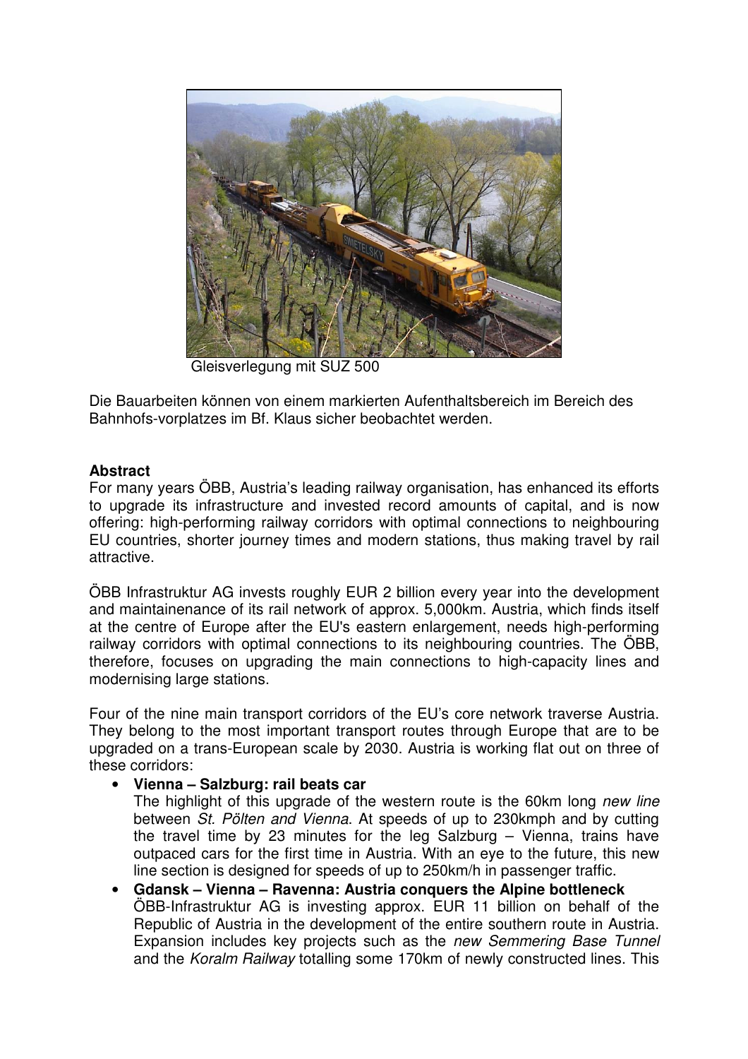Gleisverlegung mit SUZ 500

Die Bauarbeiten können von einem markierten Aufenthaltsbereich im Bereich des Bahnhofs-vorplatzes im Bf. Klaus sicher beobachtet werden.

**Abstract**

For many years ÖBB, Austria's leading railway organisation, has enhanced its efforts to upgrade its infrastructure and invested record amounts of capital, and is now offering: high-performing railway corridors with optimal connections to neighbouring EU countries, shorter journey times and modern stations, thus making travel by rail attractive.

ÖBB Infrastruktur AG invests roughly EUR 2 billion every year into the development and maintainenance of its rail network of approx. 5,000km. Austria, which finds itself at the centre of Europe after the EU's eastern enlargement, needs high-performing railway corridors with optimal connections to its neighbouring countries. The ÖBB, therefore, focuses on upgrading the main connections to high-capacity lines and modernising large stations.

Four of the nine main transport corridors of the EU's core network traverse Austria. They belong to the most important transport routes through Europe that are to be upgraded on a trans-European scale by 2030. Austria is working flat out on three of these corridors:

- **Vienna – Salzburg: rail beats car**
  The highlight of this upgrade of the western route is the 60km long *new line* between *St. Pölten and Vienna*. At speeds of up to 230kmph and by cutting the travel time by 23 minutes for the leg Salzburg – Vienna, trains have outpaced cars for the first time in Austria. With an eye to the future, this new line section is designed for speeds of up to 250km/h in passenger traffic.
- **Gdansk – Vienna – Ravenna: Austria conquers the Alpine bottleneck**
  ÖBB-Infrastruktur AG is investing approx. EUR 11 billion on behalf of the Republic of Austria in the development of the entire southern route in Austria. Expansion includes key projects such as the *new Semmering Base Tunnel* and the *Koralm Railway* totalling some 170km of newly constructed lines. This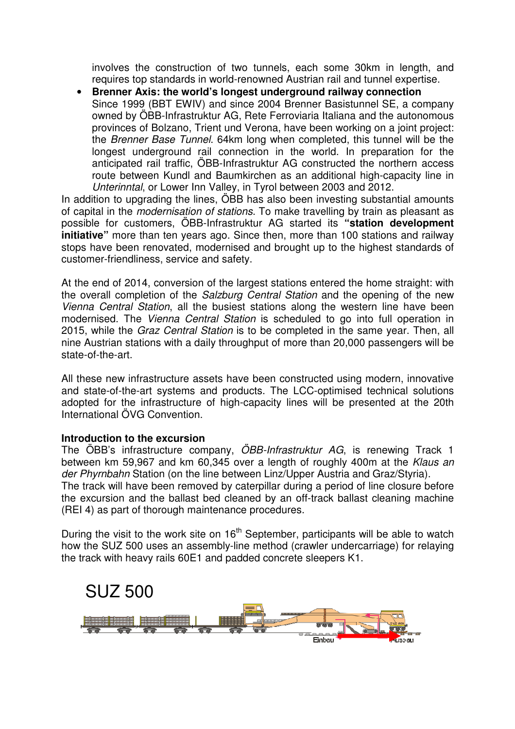involves the construction of two tunnels, each some 30km in length, and requires top standards in world-renowned Austrian rail and tunnel expertise.

- **Brenner Axis: the world's longest underground railway connection**
  Since 1999 (BBT EWIV) and since 2004 Brenner Basistunnel SE, a company owned by ÖBB-Infrastruktur AG, Rete Ferroviaria Italiana and the autonomous provinces of Bolzano, Trient und Verona, have been working on a joint project: the *Brenner Base Tunnel*. 64km long when completed, this tunnel will be the longest underground rail connection in the world. In preparation for the anticipated rail traffic, ÖBB-Infrastruktur AG constructed the northern access route between Kundl and Baumkirchen as an additional high-capacity line in *Unterinntal*, or Lower Inn Valley, in Tyrol between 2003 and 2012.

In addition to upgrading the lines, ÖBB has also been investing substantial amounts of capital in the *modernisation of stations*. To make travelling by train as pleasant as possible for customers, ÖBB-Infrastruktur AG started its **"station development initiative"** more than ten years ago. Since then, more than 100 stations and railway stops have been renovated, modernised and brought up to the highest standards of customer-friendliness, service and safety.

At the end of 2014, conversion of the largest stations entered the home straight: with the overall completion of the *Salzburg Central Station* and the opening of the new *Vienna Central Station*, all the busiest stations along the western line have been modernised. The *Vienna Central Station* is scheduled to go into full operation in 2015, while the *Graz Central Station* is to be completed in the same year. Then, all nine Austrian stations with a daily throughput of more than 20,000 passengers will be state-of-the-art.

All these new infrastructure assets have been constructed using modern, innovative and state-of-the-art systems and products. The LCC-optimised technical solutions adopted for the infrastructure of high-capacity lines will be presented at the 20th International ÖVG Convention.

**Introduction to the excursion**

The ÖBB's infrastructure company, *ÖBB-Infrastruktur AG*, is renewing Track 1 between km 59,967 and km 60,345 over a length of roughly 400m at the *Klaus an der Phyrnbahn* Station (on the line between Linz/Upper Austria and Graz/Styria).
The track will have been removed by caterpillar during a period of line closure before the excursion and the ballast bed cleaned by an off-track ballast cleaning machine (REI 4) as part of thorough maintenance procedures.

During the visit to the work site on 16th September, participants will be able to watch how the SUZ 500 uses an assembly-line method (crawler undercarriage) for relaying the track with heavy rails 60E1 and padded concrete sleepers K1.

SUZ 500

Einbau Ausbau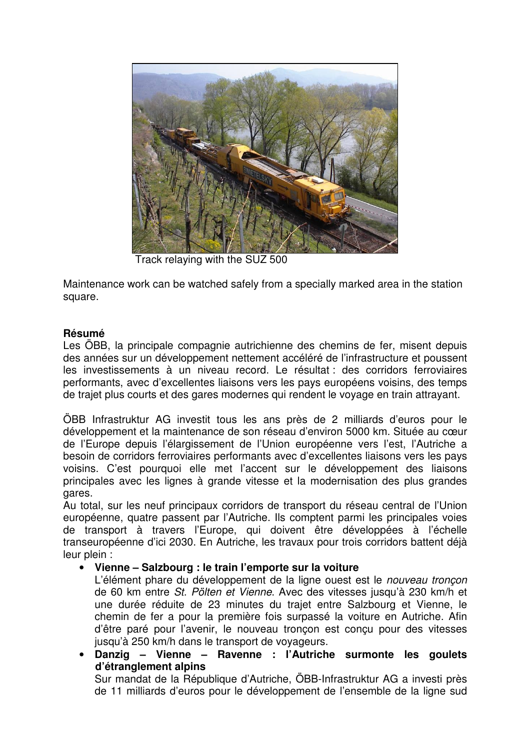Track relaying with the SUZ 500

Maintenance work can be watched safely from a specially marked area in the station square.

**Résumé**

Les ÖBB, la principale compagnie autrichienne des chemins de fer, misent depuis des années sur un développement nettement accéléré de l'infrastructure et poussent les investissements à un niveau record. Le résultat : des corridors ferroviaires performants, avec d'excellentes liaisons vers les pays européens voisins, des temps de trajet plus courts et des gares modernes qui rendent le voyage en train attrayant.

ÖBB Infrastruktur AG investit tous les ans près de 2 milliards d'euros pour le développement et la maintenance de son réseau d'environ 5000 km. Située au cœur de l'Europe depuis l'élargissement de l'Union européenne vers l'est, l'Autriche a besoin de corridors ferroviaires performants avec d'excellentes liaisons vers les pays voisins. C'est pourquoi elle met l'accent sur le développement des liaisons principales avec les lignes à grande vitesse et la modernisation des plus grandes gares.

Au total, sur les neuf principaux corridors de transport du réseau central de l'Union européenne, quatre passent par l'Autriche. Ils comptent parmi les principales voies de transport à travers l'Europe, qui doivent être développées à l'échelle transeuropéenne d'ici 2030. En Autriche, les travaux pour trois corridors battent déjà leur plein :

- **Vienne – Salzbourg : le train l'emporte sur la voiture**
  L'élément phare du développement de la ligne ouest est le *nouveau tronçon* de 60 km entre *St. Pölten et Vienne*. Avec des vitesses jusqu'à 230 km/h et une durée réduite de 23 minutes du trajet entre Salzbourg et Vienne, le chemin de fer a pour la première fois surpassé la voiture en Autriche. Afin d'être paré pour l'avenir, le nouveau tronçon est conçu pour des vitesses jusqu'à 250 km/h dans le transport de voyageurs.
- **Danzig – Vienne – Ravenne : l'Autriche surmonte les goulets d'étranglement alpins**
  Sur mandat de la République d'Autriche, ÖBB-Infrastruktur AG a investi près de 11 milliards d'euros pour le développement de l'ensemble de la ligne sud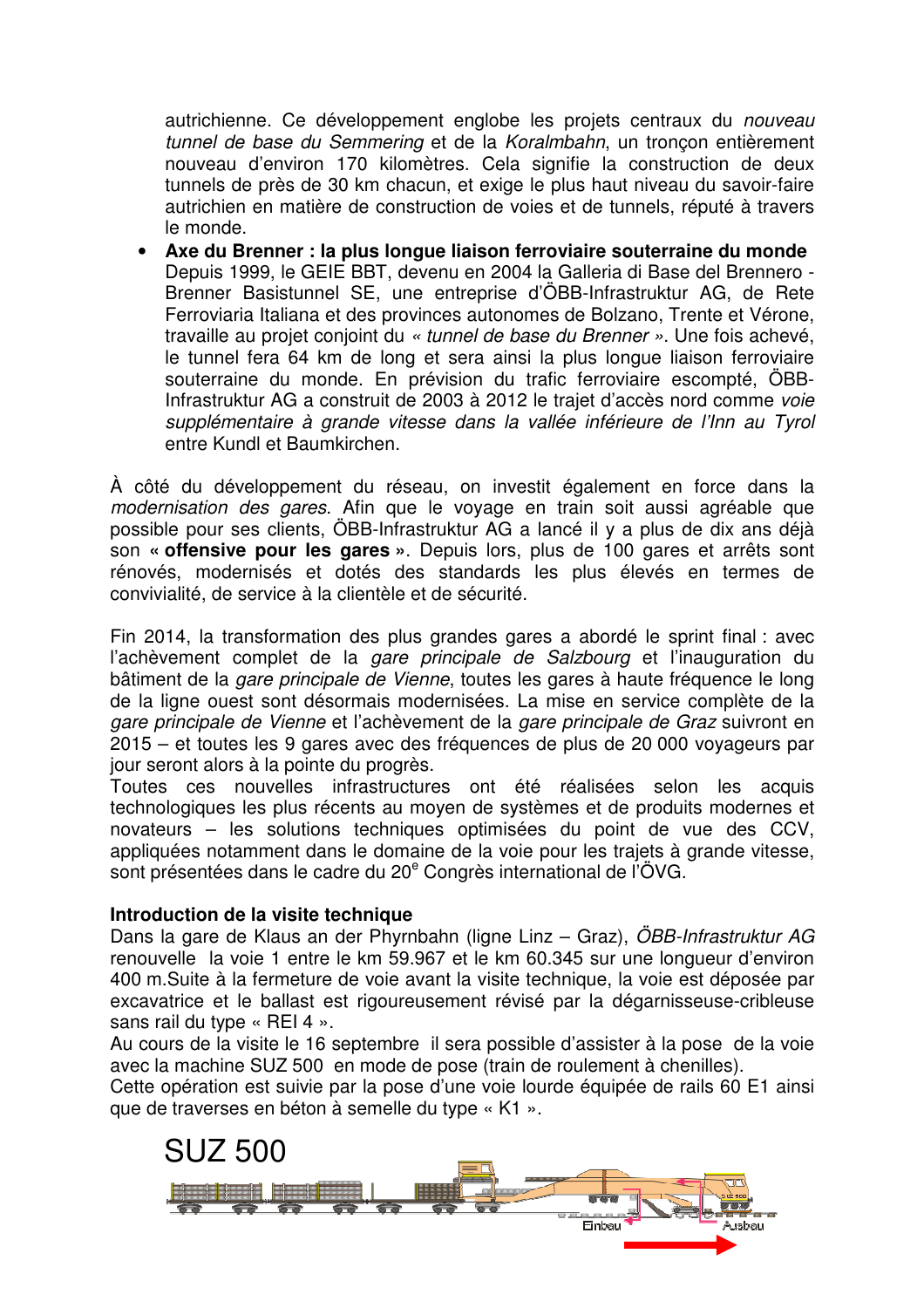autrichienne. Ce développement englobe les projets centraux du *nouveau tunnel de base du Semmering* et de la *Koralmbahn*, un tronçon entièrement nouveau d'environ 170 kilomètres. Cela signifie la construction de deux tunnels de près de 30 km chacun, et exige le plus haut niveau du savoir-faire autrichien en matière de construction de voies et de tunnels, réputé à travers le monde.

- **Axe du Brenner : la plus longue liaison ferroviaire souterraine du monde**
  Depuis 1999, le GEIE BBT, devenu en 2004 la Galleria di Base del Brennero - Brenner Basistunnel SE, une entreprise d'ÖBB-Infrastruktur AG, de Rete Ferroviaria Italiana et des provinces autonomes de Bolzano, Trente et Vérone, travaille au projet conjoint du *« tunnel de base du Brenner »*. Une fois achevé, le tunnel fera 64 km de long et sera ainsi la plus longue liaison ferroviaire souterraine du monde. En prévision du trafic ferroviaire escompté, ÖBB-Infrastruktur AG a construit de 2003 à 2012 le trajet d'accès nord comme *voie supplémentaire à grande vitesse dans la vallée inférieure de l'Inn au Tyrol* entre Kundl et Baumkirchen.

À côté du développement du réseau, on investit également en force dans la *modernisation des gares*. Afin que le voyage en train soit aussi agréable que possible pour ses clients, ÖBB-Infrastruktur AG a lancé il y a plus de dix ans déjà son **« offensive pour les gares »**. Depuis lors, plus de 100 gares et arrêts sont rénovés, modernisés et dotés des standards les plus élevés en termes de convivialité, de service à la clientèle et de sécurité.

Fin 2014, la transformation des plus grandes gares a abordé le sprint final : avec l'achèvement complet de la *gare principale de Salzbourg* et l'inauguration du bâtiment de la *gare principale de Vienne*, toutes les gares à haute fréquence le long de la ligne ouest sont désormais modernisées. La mise en service complète de la *gare principale de Vienne* et l'achèvement de la *gare principale de Graz* suivront en 2015 – et toutes les 9 gares avec des fréquences de plus de 20 000 voyageurs par jour seront alors à la pointe du progrès.
Toutes ces nouvelles infrastructures ont été réalisées selon les acquis technologiques les plus récents au moyen de systèmes et de produits modernes et novateurs – les solutions techniques optimisées du point de vue des CCV, appliquées notamment dans le domaine de la voie pour les trajets à grande vitesse, sont présentées dans le cadre du 20$^{e}$ Congrès international de l'ÖVG.

**Introduction de la visite technique**
Dans la gare de Klaus an der Phyrnbahn (ligne Linz – Graz), *ÖBB-Infrastruktur AG* renouvelle la voie 1 entre le km 59.967 et le km 60.345 sur une longueur d'environ 400 m.Suite à la fermeture de voie avant la visite technique, la voie est déposée par excavatrice et le ballast est rigoureusement révisé par la dégarnisseuse-cribleuse sans rail du type « REI 4 ».
Au cours de la visite le 16 septembre il sera possible d'assister à la pose de la voie avec la machine SUZ 500 en mode de pose (train de roulement à chenilles).
Cette opération est suivie par la pose d'une voie lourde équipée de rails 60 E1 ainsi que de traverses en béton à semelle du type « K1 ».

SUZ 500

Einbau Ausbau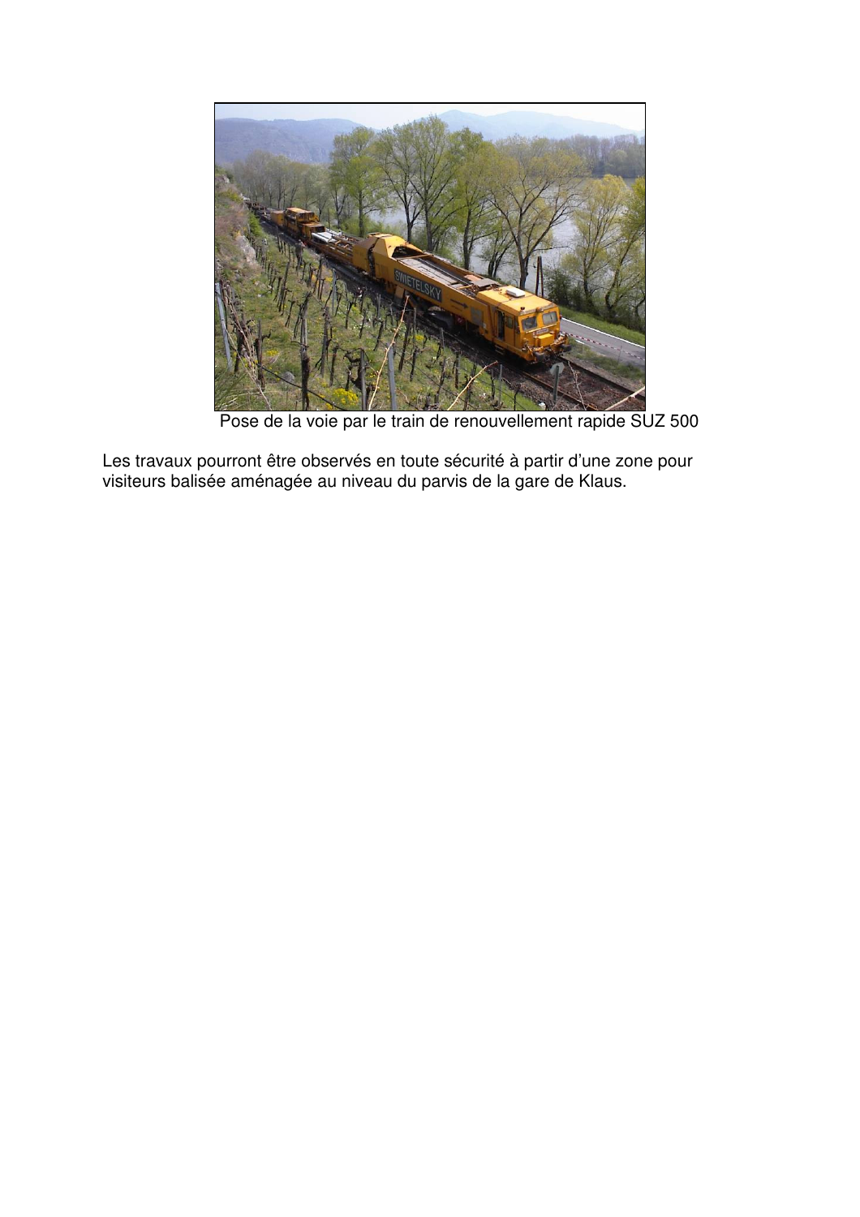Pose de la voie par le train de renouvellement rapide SUZ 500

Les travaux pourront être observés en toute sécurité à partir d'une zone pour visiteurs balisée aménagée au niveau du parvis de la gare de Klaus.